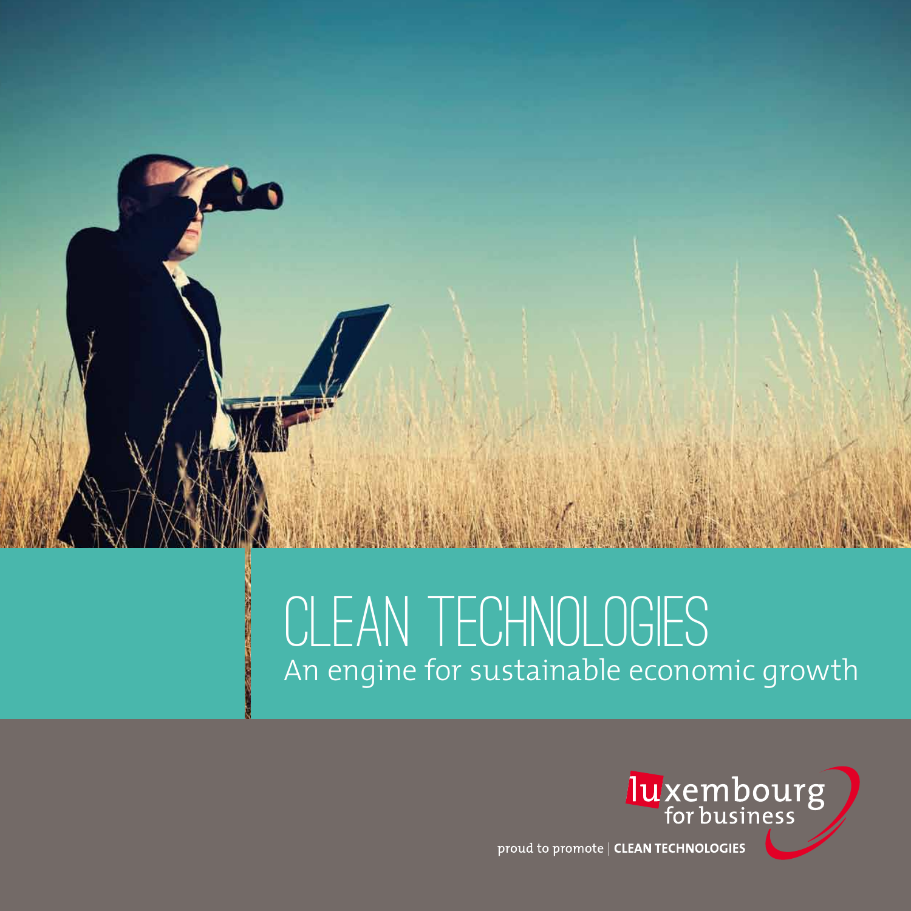# CLEAN TECHNOLOGIES

## An engine for sustainable economic growth

luxembourg for business

proud to promote | **CLEAN TECHNOLOGIES**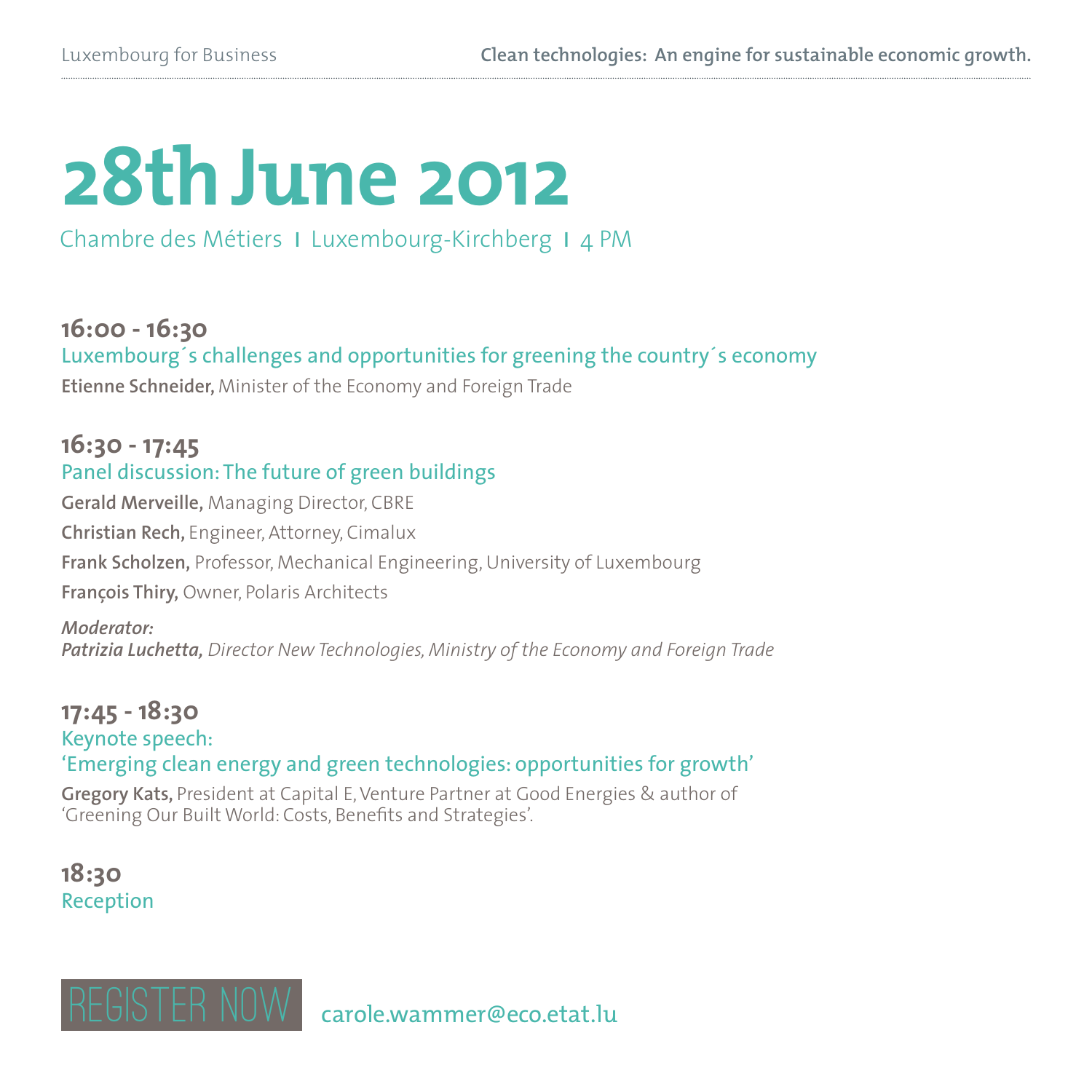# 28th June 2012

Chambre des Métiers | Luxembourg-Kirchberg | 4 PM

**16:00 - 16:30**

Luxembourg´s challenges and opportunities for greening the country´s economy

**Etienne Schneider,** Minister of the Economy and Foreign Trade

**16:30 - 17:45**

Panel discussion: The future of green buildings

**Gerald Merveille,** Managing Director, CBRE

**Christian Rech,** Engineer, Attorney, Cimalux

**Frank Scholzen,** Professor, Mechanical Engineering, University of Luxembourg

**François Thiry,** Owner, Polaris Architects

***Moderator:***
***Patrizia Luchetta,*** *Director New Technologies, Ministry of the Economy and Foreign Trade*

**17:45 - 18:30**

Keynote speech:
'Emerging clean energy and green technologies: opportunities for growth'

**Gregory Kats,** President at Capital E, Venture Partner at Good Energies & author of 'Greening Our Built World: Costs, Benefits and Strategies'.

**18:30**

Reception

REGISTER NOW carole.wammer@eco.etat.lu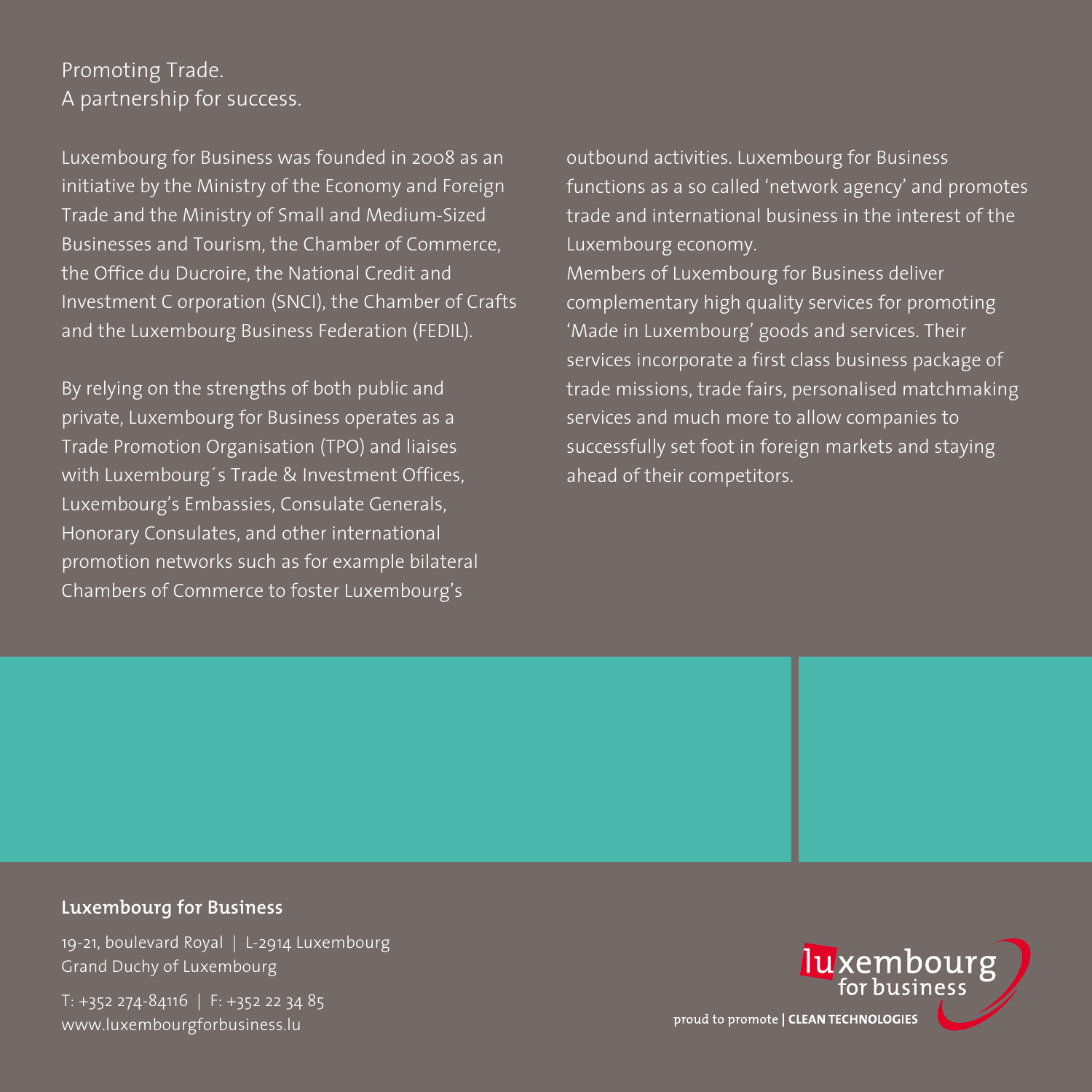## Promoting Trade.
## A partnership for success.

Luxembourg for Business was founded in 2008 as an initiative by the Ministry of the Economy and Foreign Trade and the Ministry of Small and Medium-Sized Businesses and Tourism, the Chamber of Commerce, the Office du Ducroire, the National Credit and Investment C orporation (SNCI), the Chamber of Crafts and the Luxembourg Business Federation (FEDIL).

By relying on the strengths of both public and private, Luxembourg for Business operates as a Trade Promotion Organisation (TPO) and liaises with Luxembourg´s Trade & Investment Offices, Luxembourg's Embassies, Consulate Generals, Honorary Consulates, and other international promotion networks such as for example bilateral Chambers of Commerce to foster Luxembourg's outbound activities. Luxembourg for Business functions as a so called 'network agency' and promotes trade and international business in the interest of the Luxembourg economy.

Members of Luxembourg for Business deliver complementary high quality services for promoting 'Made in Luxembourg' goods and services. Their services incorporate a first class business package of trade missions, trade fairs, personalised matchmaking services and much more to allow companies to successfully set foot in foreign markets and staying ahead of their competitors.

**Luxembourg for Business**

19-21, boulevard Royal | L-2914 Luxembourg
Grand Duchy of Luxembourg

T: +352 274-84116 | F: +352 22 34 85
www.luxembourgforbusiness.lu

luxembourg for business
proud to promote | **CLEAN TECHNOLOGIES**